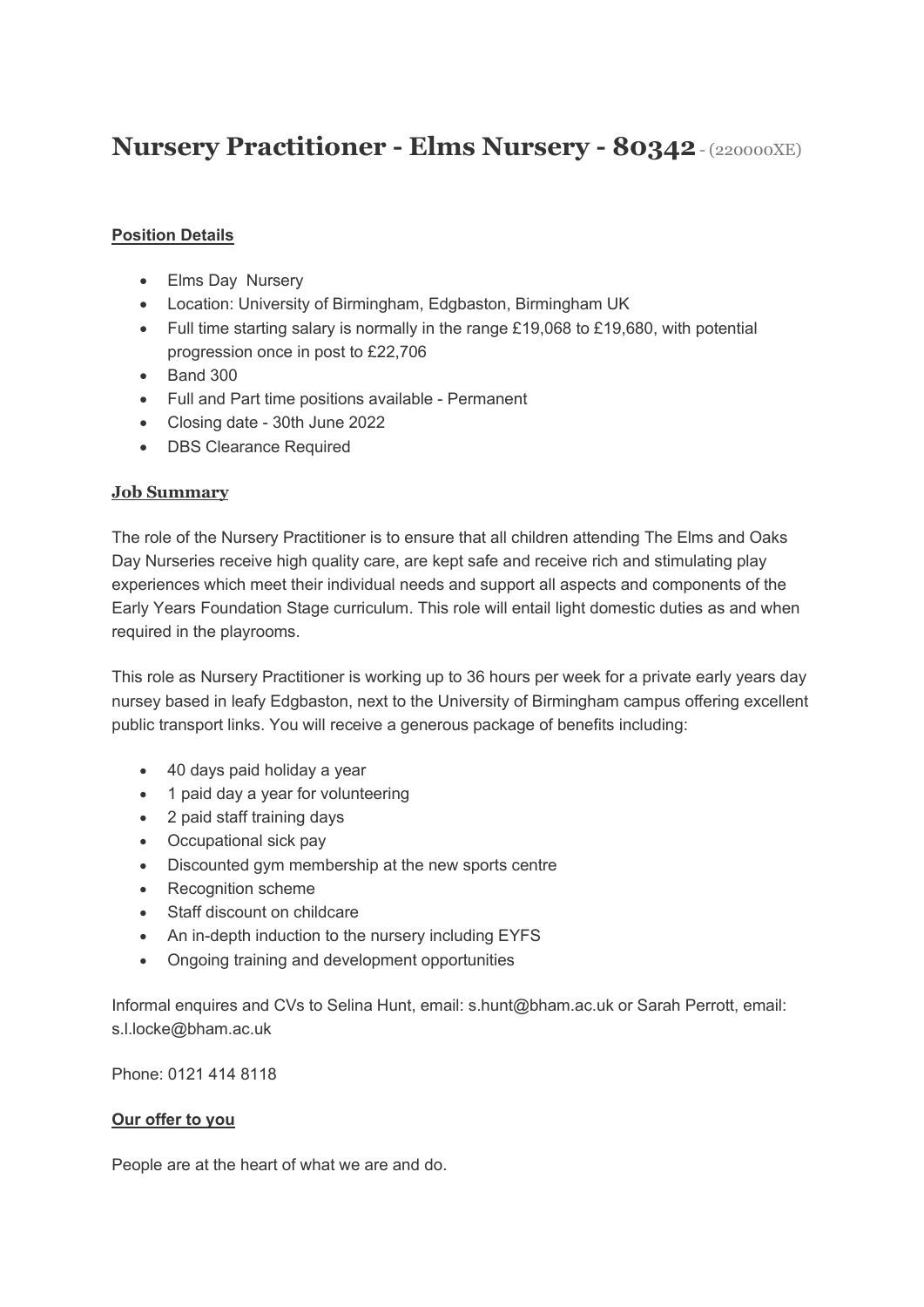# Nursery Practitioner - Elms Nursery - 80342 - (220000XE)

**Position Details**

- Elms Day Nursery
- Location: University of Birmingham, Edgbaston, Birmingham UK
- Full time starting salary is normally in the range £19,068 to £19,680, with potential progression once in post to £22,706
- Band 300
- Full and Part time positions available - Permanent
- Closing date - 30th June 2022
- DBS Clearance Required

**Job Summary**

The role of the Nursery Practitioner is to ensure that all children attending The Elms and Oaks Day Nurseries receive high quality care, are kept safe and receive rich and stimulating play experiences which meet their individual needs and support all aspects and components of the Early Years Foundation Stage curriculum. This role will entail light domestic duties as and when required in the playrooms.

This role as Nursery Practitioner is working up to 36 hours per week for a private early years day nursey based in leafy Edgbaston, next to the University of Birmingham campus offering excellent public transport links. You will receive a generous package of benefits including:

- 40 days paid holiday a year
- 1 paid day a year for volunteering
- 2 paid staff training days
- Occupational sick pay
- Discounted gym membership at the new sports centre
- Recognition scheme
- Staff discount on childcare
- An in-depth induction to the nursery including EYFS
- Ongoing training and development opportunities

Informal enquires and CVs to Selina Hunt, email: s.hunt@bham.ac.uk or Sarah Perrott, email: s.l.locke@bham.ac.uk

Phone: 0121 414 8118

**Our offer to you**

People are at the heart of what we are and do.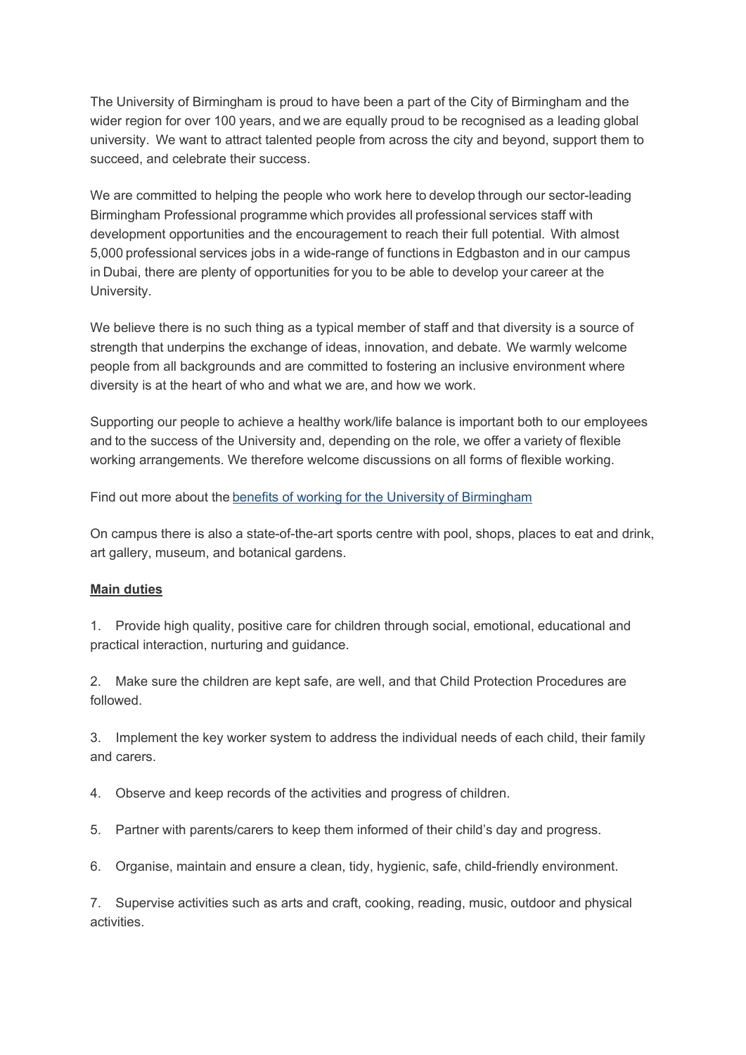The University of Birmingham is proud to have been a part of the City of Birmingham and the wider region for over 100 years, and we are equally proud to be recognised as a leading global university. We want to attract talented people from across the city and beyond, support them to succeed, and celebrate their success.

We are committed to helping the people who work here to develop through our sector-leading Birmingham Professional programme which provides all professional services staff with development opportunities and the encouragement to reach their full potential. With almost 5,000 professional services jobs in a wide-range of functions in Edgbaston and in our campus in Dubai, there are plenty of opportunities for you to be able to develop your career at the University.

We believe there is no such thing as a typical member of staff and that diversity is a source of strength that underpins the exchange of ideas, innovation, and debate. We warmly welcome people from all backgrounds and are committed to fostering an inclusive environment where diversity is at the heart of who and what we are, and how we work.

Supporting our people to achieve a healthy work/life balance is important both to our employees and to the success of the University and, depending on the role, we offer a variety of flexible working arrangements. We therefore welcome discussions on all forms of flexible working.

Find out more about the benefits of working for the University of Birmingham

On campus there is also a state-of-the-art sports centre with pool, shops, places to eat and drink, art gallery, museum, and botanical gardens.

**Main duties**

1. Provide high quality, positive care for children through social, emotional, educational and practical interaction, nurturing and guidance.

2. Make sure the children are kept safe, are well, and that Child Protection Procedures are followed.

3. Implement the key worker system to address the individual needs of each child, their family and carers.

4. Observe and keep records of the activities and progress of children.

5. Partner with parents/carers to keep them informed of their child's day and progress.

6. Organise, maintain and ensure a clean, tidy, hygienic, safe, child-friendly environment.

7. Supervise activities such as arts and craft, cooking, reading, music, outdoor and physical activities.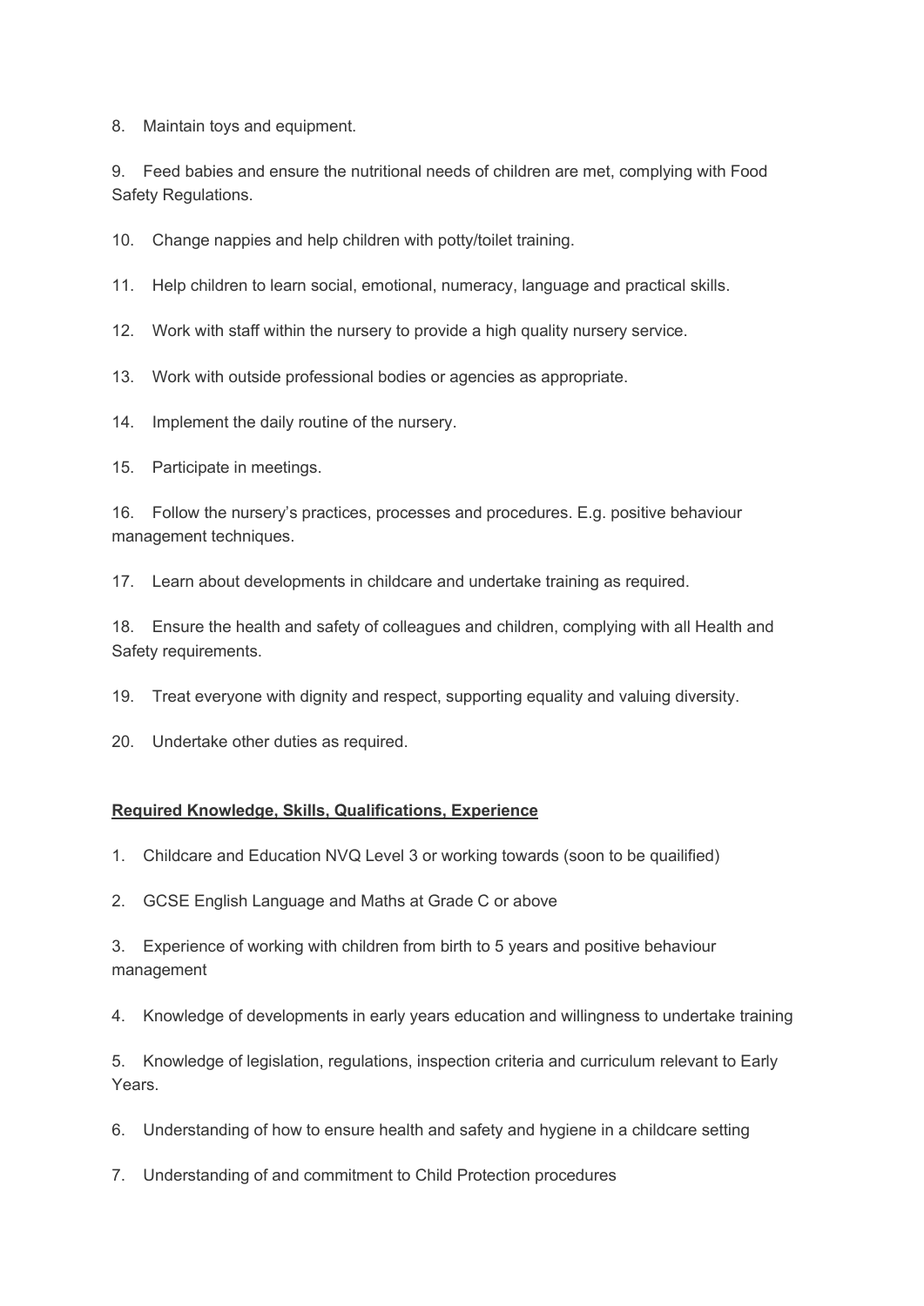8. Maintain toys and equipment.

9. Feed babies and ensure the nutritional needs of children are met, complying with Food Safety Regulations.

10. Change nappies and help children with potty/toilet training.

11. Help children to learn social, emotional, numeracy, language and practical skills.

12. Work with staff within the nursery to provide a high quality nursery service.

13. Work with outside professional bodies or agencies as appropriate.

14. Implement the daily routine of the nursery.

15. Participate in meetings.

16. Follow the nursery's practices, processes and procedures. E.g. positive behaviour management techniques.

17. Learn about developments in childcare and undertake training as required.

18. Ensure the health and safety of colleagues and children, complying with all Health and Safety requirements.

19. Treat everyone with dignity and respect, supporting equality and valuing diversity.

20. Undertake other duties as required.

**Required Knowledge, Skills, Qualifications, Experience**

1. Childcare and Education NVQ Level 3 or working towards (soon to be quailified)

2. GCSE English Language and Maths at Grade C or above

3. Experience of working with children from birth to 5 years and positive behaviour management

4. Knowledge of developments in early years education and willingness to undertake training

5. Knowledge of legislation, regulations, inspection criteria and curriculum relevant to Early Years.

6. Understanding of how to ensure health and safety and hygiene in a childcare setting

7. Understanding of and commitment to Child Protection procedures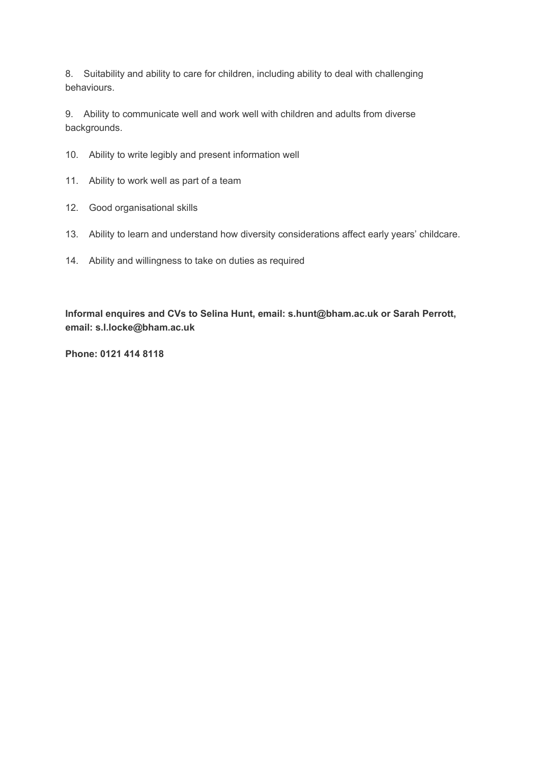8. Suitability and ability to care for children, including ability to deal with challenging behaviours.

9. Ability to communicate well and work well with children and adults from diverse backgrounds.

10. Ability to write legibly and present information well

11. Ability to work well as part of a team

12. Good organisational skills

13. Ability to learn and understand how diversity considerations affect early years' childcare.

14. Ability and willingness to take on duties as required

**Informal enquires and CVs to Selina Hunt, email: s.hunt@bham.ac.uk or Sarah Perrott, email: s.l.locke@bham.ac.uk**

**Phone: 0121 414 8118**